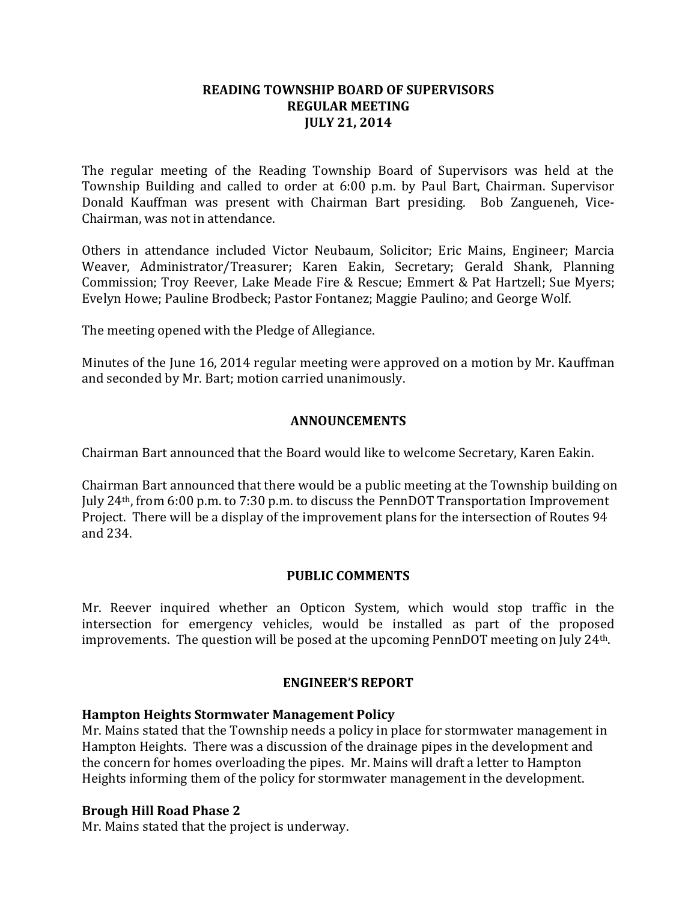# READING TOWNSHIP BOARD OF SUPERVISORS
# REGULAR MEETING
# JULY 21, 2014

The regular meeting of the Reading Township Board of Supervisors was held at the Township Building and called to order at 6:00 p.m. by Paul Bart, Chairman. Supervisor Donald Kauffman was present with Chairman Bart presiding. Bob Zangueneh, Vice-Chairman, was not in attendance.

Others in attendance included Victor Neubaum, Solicitor; Eric Mains, Engineer; Marcia Weaver, Administrator/Treasurer; Karen Eakin, Secretary; Gerald Shank, Planning Commission; Troy Reever, Lake Meade Fire & Rescue; Emmert & Pat Hartzell; Sue Myers; Evelyn Howe; Pauline Brodbeck; Pastor Fontanez; Maggie Paulino; and George Wolf.

The meeting opened with the Pledge of Allegiance.

Minutes of the June 16, 2014 regular meeting were approved on a motion by Mr. Kauffman and seconded by Mr. Bart; motion carried unanimously.

## ANNOUNCEMENTS

Chairman Bart announced that the Board would like to welcome Secretary, Karen Eakin.

Chairman Bart announced that there would be a public meeting at the Township building on July 24th, from 6:00 p.m. to 7:30 p.m. to discuss the PennDOT Transportation Improvement Project. There will be a display of the improvement plans for the intersection of Routes 94 and 234.

## PUBLIC COMMENTS

Mr. Reever inquired whether an Opticon System, which would stop traffic in the intersection for emergency vehicles, would be installed as part of the proposed improvements. The question will be posed at the upcoming PennDOT meeting on July 24th.

## ENGINEER'S REPORT

### Hampton Heights Stormwater Management Policy

Mr. Mains stated that the Township needs a policy in place for stormwater management in Hampton Heights. There was a discussion of the drainage pipes in the development and the concern for homes overloading the pipes. Mr. Mains will draft a letter to Hampton Heights informing them of the policy for stormwater management in the development.

### Brough Hill Road Phase 2

Mr. Mains stated that the project is underway.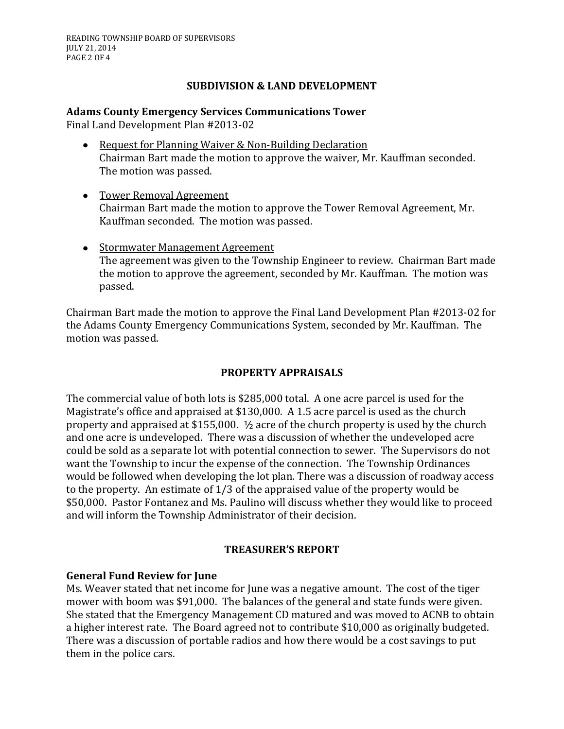## SUBDIVISION & LAND DEVELOPMENT

### Adams County Emergency Services Communications Tower

Final Land Development Plan #2013-02

- Request for Planning Waiver & Non-Building Declaration
  Chairman Bart made the motion to approve the waiver, Mr. Kauffman seconded. The motion was passed.

- Tower Removal Agreement
  Chairman Bart made the motion to approve the Tower Removal Agreement, Mr. Kauffman seconded. The motion was passed.

- Stormwater Management Agreement
  The agreement was given to the Township Engineer to review. Chairman Bart made the motion to approve the agreement, seconded by Mr. Kauffman. The motion was passed.

Chairman Bart made the motion to approve the Final Land Development Plan #2013-02 for the Adams County Emergency Communications System, seconded by Mr. Kauffman. The motion was passed.

## PROPERTY APPRAISALS

The commercial value of both lots is $285,000 total. A one acre parcel is used for the Magistrate's office and appraised at $130,000. A 1.5 acre parcel is used as the church property and appraised at $155,000. ½ acre of the church property is used by the church and one acre is undeveloped. There was a discussion of whether the undeveloped acre could be sold as a separate lot with potential connection to sewer. The Supervisors do not want the Township to incur the expense of the connection. The Township Ordinances would be followed when developing the lot plan. There was a discussion of roadway access to the property. An estimate of 1/3 of the appraised value of the property would be $50,000. Pastor Fontanez and Ms. Paulino will discuss whether they would like to proceed and will inform the Township Administrator of their decision.

## TREASURER'S REPORT

### General Fund Review for June

Ms. Weaver stated that net income for June was a negative amount. The cost of the tiger mower with boom was $91,000. The balances of the general and state funds were given. She stated that the Emergency Management CD matured and was moved to ACNB to obtain a higher interest rate. The Board agreed not to contribute $10,000 as originally budgeted. There was a discussion of portable radios and how there would be a cost savings to put them in the police cars.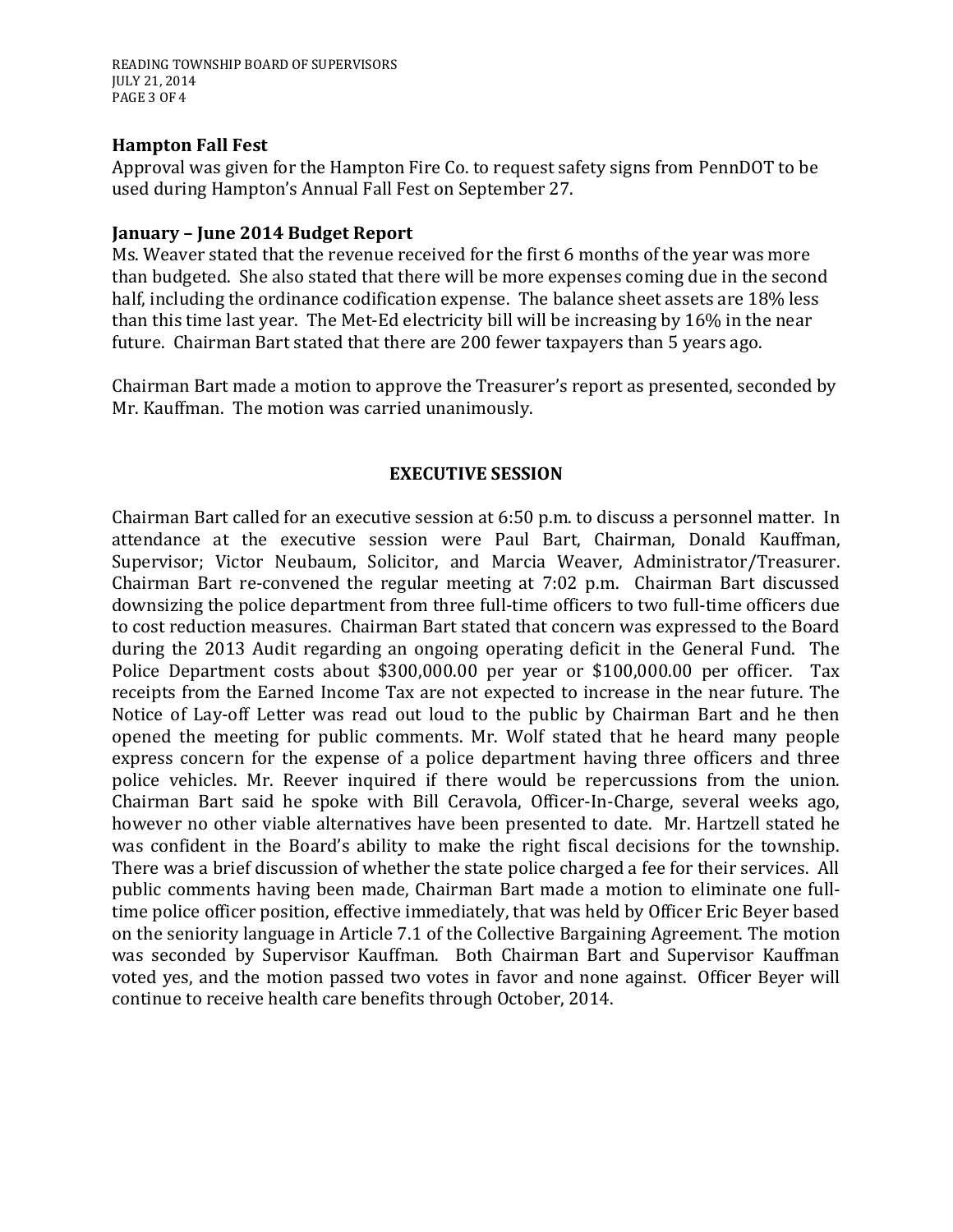### Hampton Fall Fest

Approval was given for the Hampton Fire Co. to request safety signs from PennDOT to be used during Hampton's Annual Fall Fest on September 27.

### January – June 2014 Budget Report

Ms. Weaver stated that the revenue received for the first 6 months of the year was more than budgeted. She also stated that there will be more expenses coming due in the second half, including the ordinance codification expense. The balance sheet assets are 18% less than this time last year. The Met-Ed electricity bill will be increasing by 16% in the near future. Chairman Bart stated that there are 200 fewer taxpayers than 5 years ago.

Chairman Bart made a motion to approve the Treasurer's report as presented, seconded by Mr. Kauffman. The motion was carried unanimously.

## EXECUTIVE SESSION

Chairman Bart called for an executive session at 6:50 p.m. to discuss a personnel matter. In attendance at the executive session were Paul Bart, Chairman, Donald Kauffman, Supervisor; Victor Neubaum, Solicitor, and Marcia Weaver, Administrator/Treasurer. Chairman Bart re-convened the regular meeting at 7:02 p.m. Chairman Bart discussed downsizing the police department from three full-time officers to two full-time officers due to cost reduction measures. Chairman Bart stated that concern was expressed to the Board during the 2013 Audit regarding an ongoing operating deficit in the General Fund. The Police Department costs about $300,000.00 per year or $100,000.00 per officer. Tax receipts from the Earned Income Tax are not expected to increase in the near future. The Notice of Lay-off Letter was read out loud to the public by Chairman Bart and he then opened the meeting for public comments. Mr. Wolf stated that he heard many people express concern for the expense of a police department having three officers and three police vehicles. Mr. Reever inquired if there would be repercussions from the union. Chairman Bart said he spoke with Bill Ceravola, Officer-In-Charge, several weeks ago, however no other viable alternatives have been presented to date. Mr. Hartzell stated he was confident in the Board's ability to make the right fiscal decisions for the township. There was a brief discussion of whether the state police charged a fee for their services. All public comments having been made, Chairman Bart made a motion to eliminate one full-time police officer position, effective immediately, that was held by Officer Eric Beyer based on the seniority language in Article 7.1 of the Collective Bargaining Agreement. The motion was seconded by Supervisor Kauffman. Both Chairman Bart and Supervisor Kauffman voted yes, and the motion passed two votes in favor and none against. Officer Beyer will continue to receive health care benefits through October, 2014.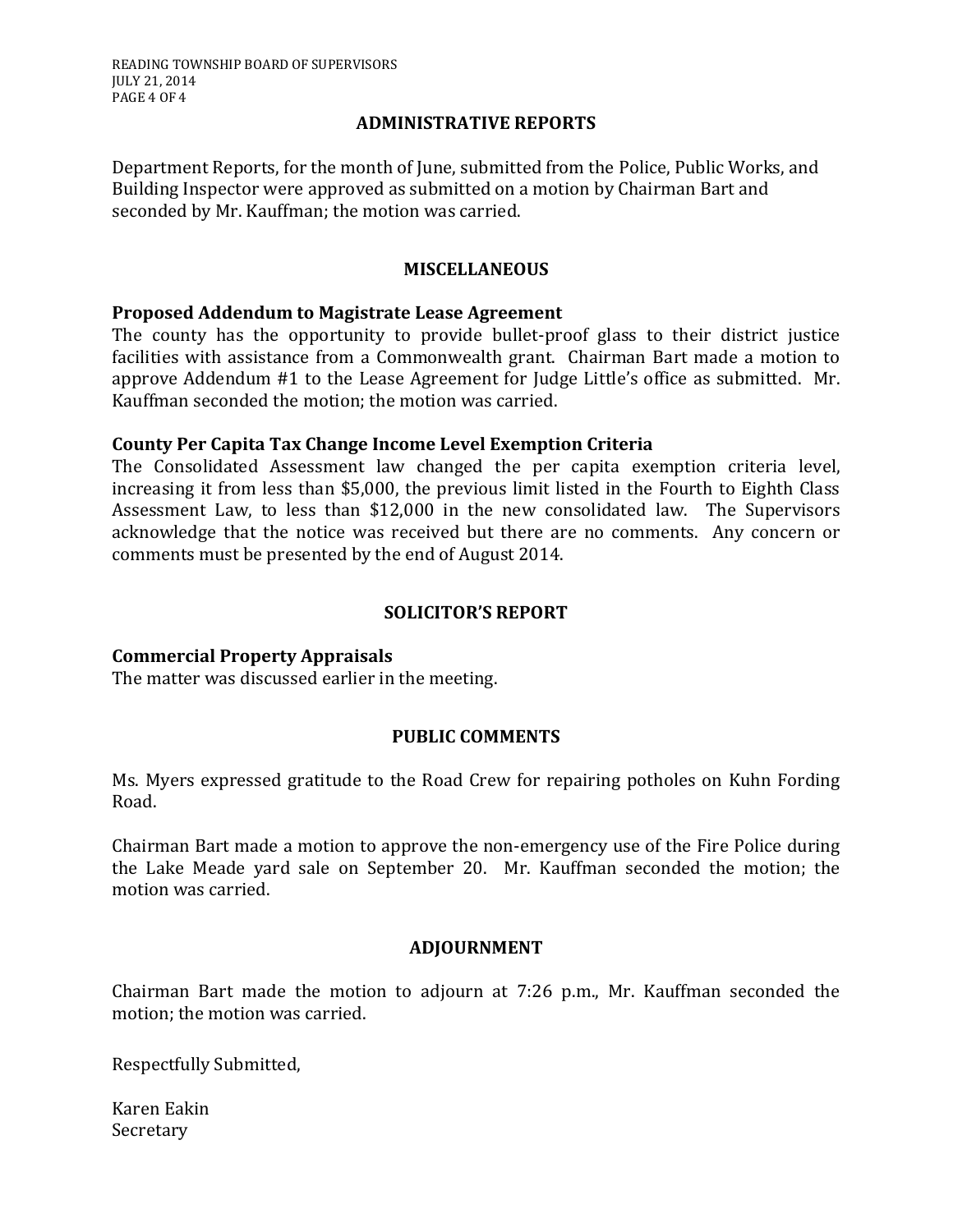## ADMINISTRATIVE REPORTS

Department Reports, for the month of June, submitted from the Police, Public Works, and Building Inspector were approved as submitted on a motion by Chairman Bart and seconded by Mr. Kauffman; the motion was carried.

## MISCELLANEOUS

### Proposed Addendum to Magistrate Lease Agreement

The county has the opportunity to provide bullet-proof glass to their district justice facilities with assistance from a Commonwealth grant. Chairman Bart made a motion to approve Addendum #1 to the Lease Agreement for Judge Little's office as submitted. Mr. Kauffman seconded the motion; the motion was carried.

### County Per Capita Tax Change Income Level Exemption Criteria

The Consolidated Assessment law changed the per capita exemption criteria level, increasing it from less than $5,000, the previous limit listed in the Fourth to Eighth Class Assessment Law, to less than $12,000 in the new consolidated law. The Supervisors acknowledge that the notice was received but there are no comments. Any concern or comments must be presented by the end of August 2014.

## SOLICITOR'S REPORT

### Commercial Property Appraisals

The matter was discussed earlier in the meeting.

## PUBLIC COMMENTS

Ms. Myers expressed gratitude to the Road Crew for repairing potholes on Kuhn Fording Road.

Chairman Bart made a motion to approve the non-emergency use of the Fire Police during the Lake Meade yard sale on September 20. Mr. Kauffman seconded the motion; the motion was carried.

## ADJOURNMENT

Chairman Bart made the motion to adjourn at 7:26 p.m., Mr. Kauffman seconded the motion; the motion was carried.

Respectfully Submitted,

Karen Eakin
Secretary